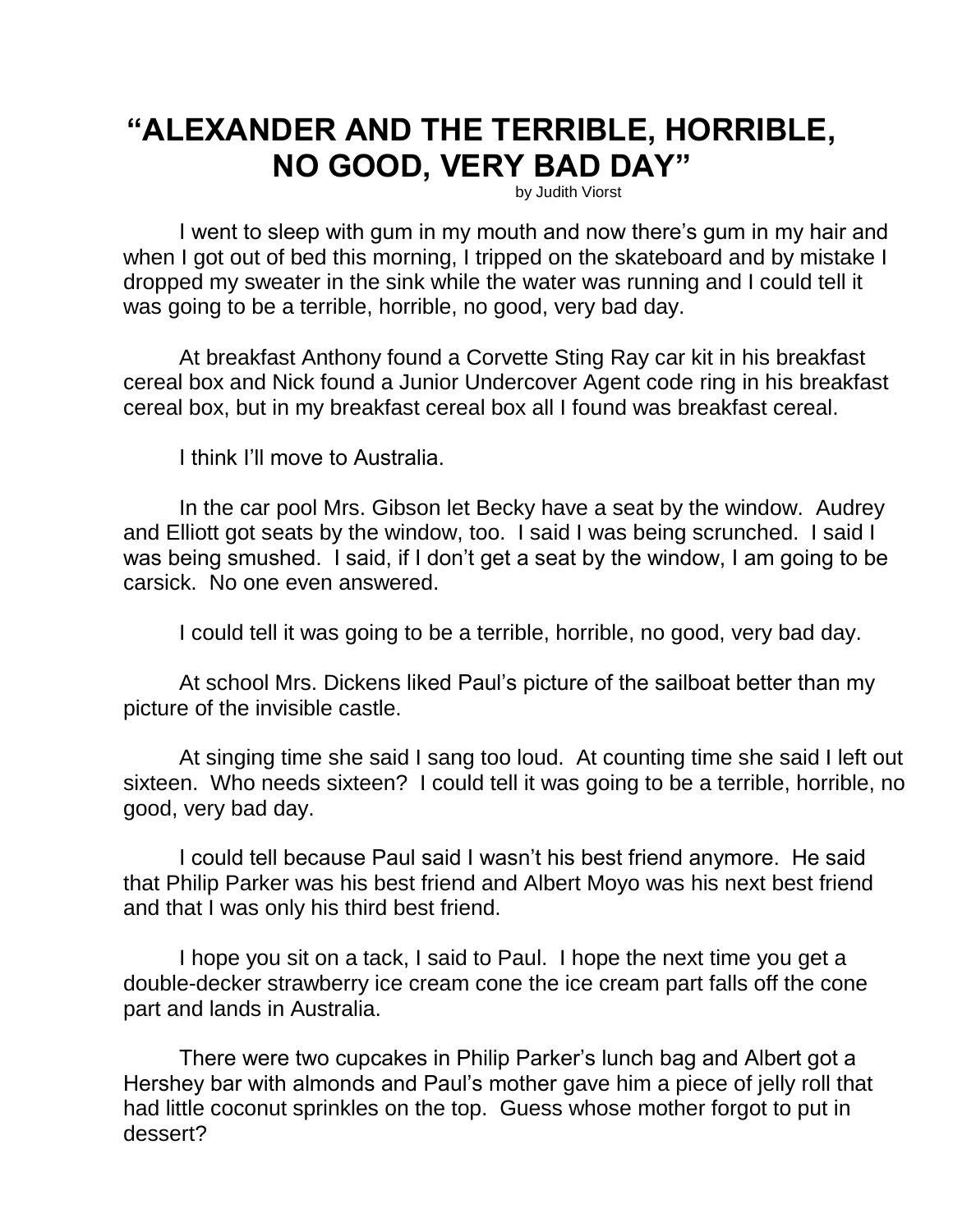# "ALEXANDER AND THE TERRIBLE, HORRIBLE, NO GOOD, VERY BAD DAY"

by Judith Viorst

I went to sleep with gum in my mouth and now there's gum in my hair and when I got out of bed this morning, I tripped on the skateboard and by mistake I dropped my sweater in the sink while the water was running and I could tell it was going to be a terrible, horrible, no good, very bad day.

At breakfast Anthony found a Corvette Sting Ray car kit in his breakfast cereal box and Nick found a Junior Undercover Agent code ring in his breakfast cereal box, but in my breakfast cereal box all I found was breakfast cereal.

I think I'll move to Australia.

In the car pool Mrs. Gibson let Becky have a seat by the window. Audrey and Elliott got seats by the window, too. I said I was being scrunched. I said I was being smushed. I said, if I don't get a seat by the window, I am going to be carsick. No one even answered.

I could tell it was going to be a terrible, horrible, no good, very bad day.

At school Mrs. Dickens liked Paul's picture of the sailboat better than my picture of the invisible castle.

At singing time she said I sang too loud. At counting time she said I left out sixteen. Who needs sixteen? I could tell it was going to be a terrible, horrible, no good, very bad day.

I could tell because Paul said I wasn't his best friend anymore. He said that Philip Parker was his best friend and Albert Moyo was his next best friend and that I was only his third best friend.

I hope you sit on a tack, I said to Paul. I hope the next time you get a double-decker strawberry ice cream cone the ice cream part falls off the cone part and lands in Australia.

There were two cupcakes in Philip Parker's lunch bag and Albert got a Hershey bar with almonds and Paul's mother gave him a piece of jelly roll that had little coconut sprinkles on the top. Guess whose mother forgot to put in dessert?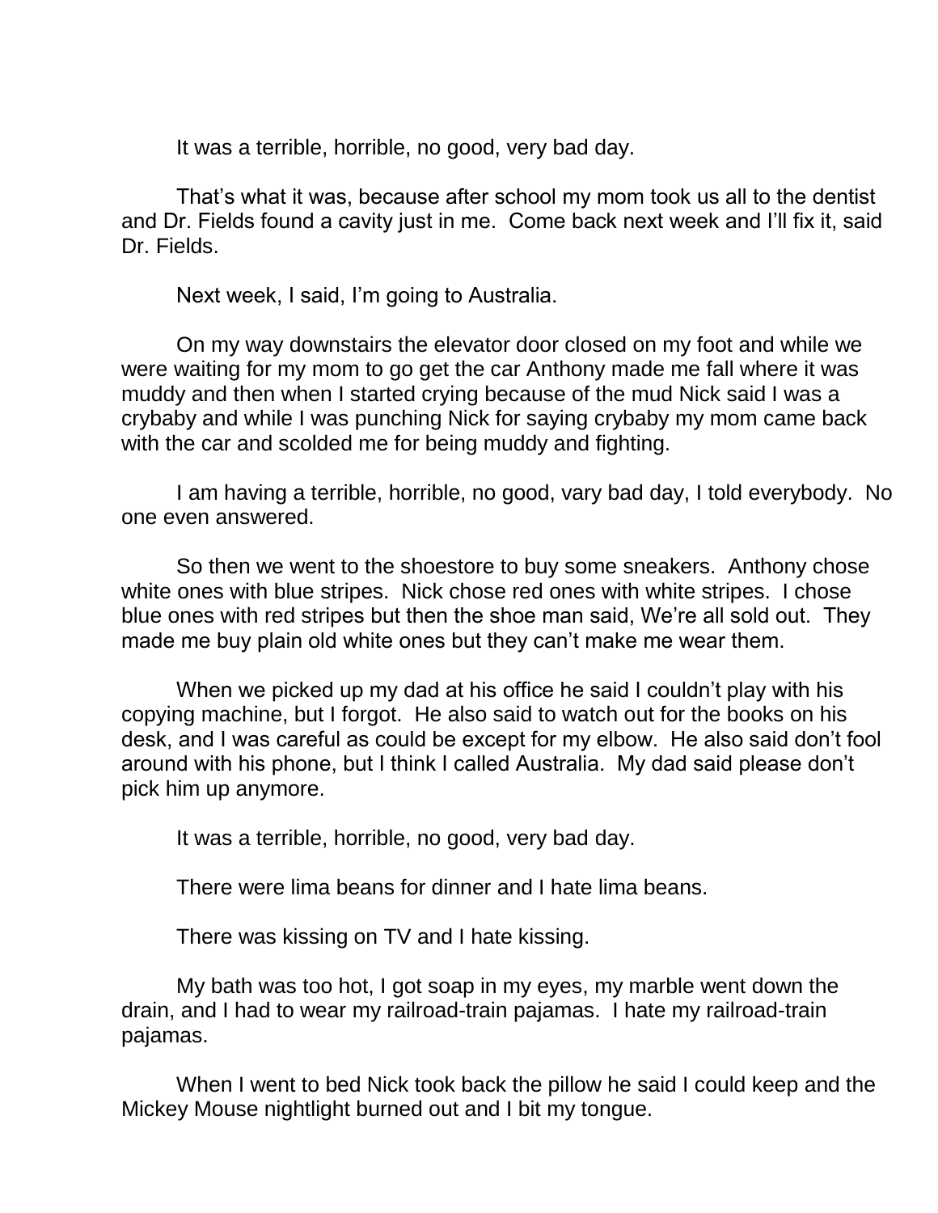It was a terrible, horrible, no good, very bad day.

That's what it was, because after school my mom took us all to the dentist and Dr. Fields found a cavity just in me. Come back next week and I'll fix it, said Dr. Fields.

Next week, I said, I'm going to Australia.

On my way downstairs the elevator door closed on my foot and while we were waiting for my mom to go get the car Anthony made me fall where it was muddy and then when I started crying because of the mud Nick said I was a crybaby and while I was punching Nick for saying crybaby my mom came back with the car and scolded me for being muddy and fighting.

I am having a terrible, horrible, no good, vary bad day, I told everybody. No one even answered.

So then we went to the shoestore to buy some sneakers. Anthony chose white ones with blue stripes. Nick chose red ones with white stripes. I chose blue ones with red stripes but then the shoe man said, We're all sold out. They made me buy plain old white ones but they can't make me wear them.

When we picked up my dad at his office he said I couldn't play with his copying machine, but I forgot. He also said to watch out for the books on his desk, and I was careful as could be except for my elbow. He also said don't fool around with his phone, but I think I called Australia. My dad said please don't pick him up anymore.

It was a terrible, horrible, no good, very bad day.

There were lima beans for dinner and I hate lima beans.

There was kissing on TV and I hate kissing.

My bath was too hot, I got soap in my eyes, my marble went down the drain, and I had to wear my railroad-train pajamas. I hate my railroad-train pajamas.

When I went to bed Nick took back the pillow he said I could keep and the Mickey Mouse nightlight burned out and I bit my tongue.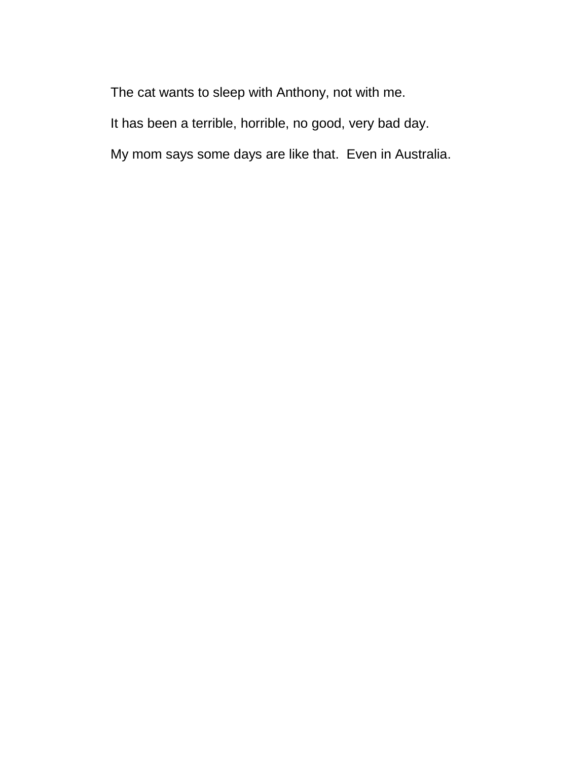The cat wants to sleep with Anthony, not with me.

It has been a terrible, horrible, no good, very bad day.

My mom says some days are like that.  Even in Australia.